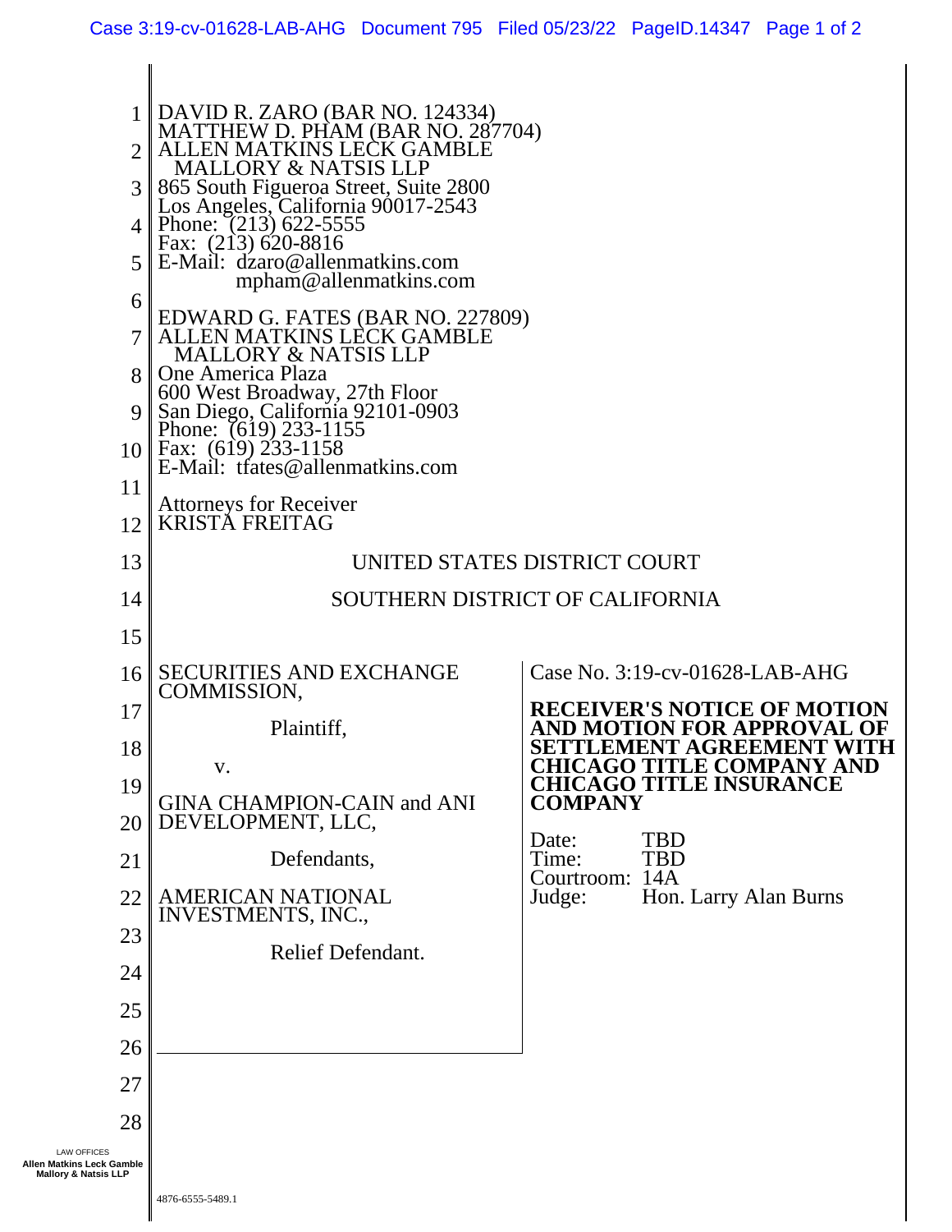DAVID R. ZARO (BAR NO. 124334)
MATTHEW D. PHAM (BAR NO. 287704)
ALLEN MATKINS LECK GAMBLE
MALLORY & NATSIS LLP
865 South Figueroa Street, Suite 2800
Los Angeles, California 90017-2543
Phone: (213) 622-5555
Fax: (213) 620-8816
E-Mail: dzaro@allenmatkins.com
mpham@allenmatkins.com

EDWARD G. FATES (BAR NO. 227809)
ALLEN MATKINS LECK GAMBLE
MALLORY & NATSIS LLP
One America Plaza
600 West Broadway, 27th Floor
San Diego, California 92101-0903
Phone: (619) 233-1155
Fax: (619) 233-1158
E-Mail: tfates@allenmatkins.com

Attorneys for Receiver
KRISTA FREITAG

UNITED STATES DISTRICT COURT

SOUTHERN DISTRICT OF CALIFORNIA

| | |
|---|---|
| SECURITIES AND EXCHANGE COMMISSION,<br><br>Plaintiff,<br><br>v.<br><br>GINA CHAMPION-CAIN and ANI DEVELOPMENT, LLC,<br><br>Defendants,<br><br>AMERICAN NATIONAL INVESTMENTS, INC.,<br><br>Relief Defendant. | Case No. 3:19-cv-01628-LAB-AHG<br><br>**RECEIVER'S NOTICE OF MOTION AND MOTION FOR APPROVAL OF SETTLEMENT AGREEMENT WITH CHICAGO TITLE COMPANY AND CHICAGO TITLE INSURANCE COMPANY**<br><br>Date: TBD<br>Time: TBD<br>Courtroom: 14A<br>Judge: Hon. Larry Alan Burns |

4876-6555-5489.1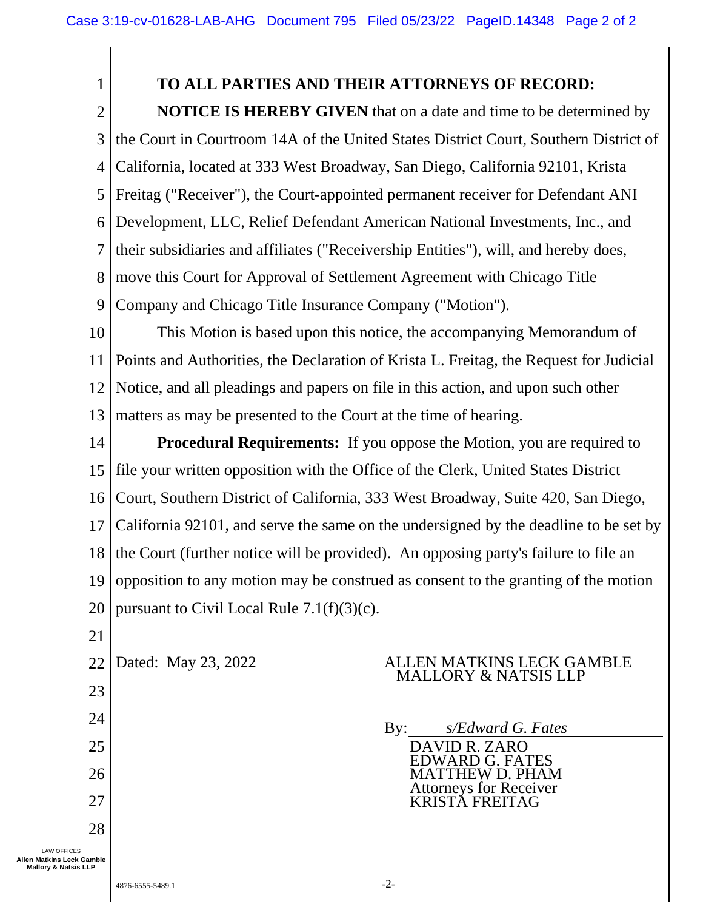**TO ALL PARTIES AND THEIR ATTORNEYS OF RECORD:**

**NOTICE IS HEREBY GIVEN** that on a date and time to be determined by the Court in Courtroom 14A of the United States District Court, Southern District of California, located at 333 West Broadway, San Diego, California 92101, Krista Freitag ("Receiver"), the Court-appointed permanent receiver for Defendant ANI Development, LLC, Relief Defendant American National Investments, Inc., and their subsidiaries and affiliates ("Receivership Entities"), will, and hereby does, move this Court for Approval of Settlement Agreement with Chicago Title Company and Chicago Title Insurance Company ("Motion").

This Motion is based upon this notice, the accompanying Memorandum of Points and Authorities, the Declaration of Krista L. Freitag, the Request for Judicial Notice, and all pleadings and papers on file in this action, and upon such other matters as may be presented to the Court at the time of hearing.

**Procedural Requirements:** If you oppose the Motion, you are required to file your written opposition with the Office of the Clerk, United States District Court, Southern District of California, 333 West Broadway, Suite 420, San Diego, California 92101, and serve the same on the undersigned by the deadline to be set by the Court (further notice will be provided). An opposing party's failure to file an opposition to any motion may be construed as consent to the granting of the motion pursuant to Civil Local Rule 7.1(f)(3)(c).

Dated: May 23, 2022

ALLEN MATKINS LECK GAMBLE MALLORY & NATSIS LLP

By: *s/Edward G. Fates*
DAVID R. ZARO
EDWARD G. FATES
MATTHEW D. PHAM
Attorneys for Receiver
KRISTA FREITAG